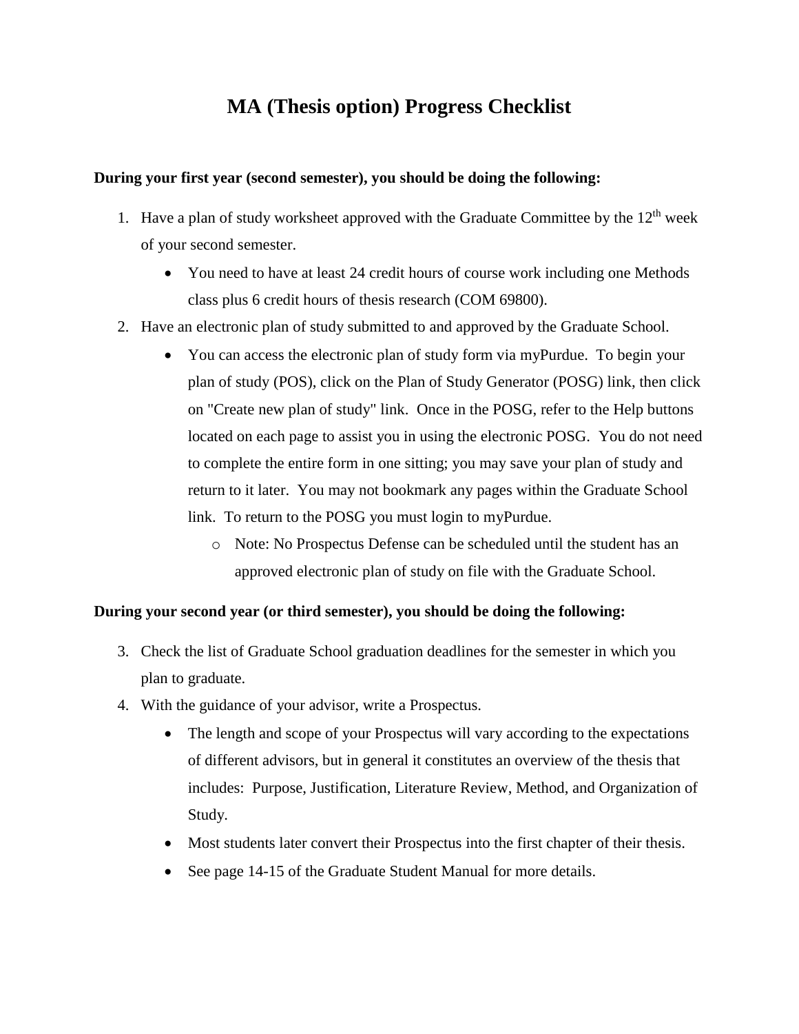# MA (Thesis option) Progress Checklist

**During your first year (second semester), you should be doing the following:**

1. Have a plan of study worksheet approved with the Graduate Committee by the 12th week of your second semester.
    - You need to have at least 24 credit hours of course work including one Methods class plus 6 credit hours of thesis research (COM 69800).
2. Have an electronic plan of study submitted to and approved by the Graduate School.
    - You can access the electronic plan of study form via myPurdue. To begin your plan of study (POS), click on the Plan of Study Generator (POSG) link, then click on "Create new plan of study" link. Once in the POSG, refer to the Help buttons located on each page to assist you in using the electronic POSG. You do not need to complete the entire form in one sitting; you may save your plan of study and return to it later. You may not bookmark any pages within the Graduate School link. To return to the POSG you must login to myPurdue.
        - Note: No Prospectus Defense can be scheduled until the student has an approved electronic plan of study on file with the Graduate School.

**During your second year (or third semester), you should be doing the following:**

3. Check the list of Graduate School graduation deadlines for the semester in which you plan to graduate.
4. With the guidance of your advisor, write a Prospectus.
    - The length and scope of your Prospectus will vary according to the expectations of different advisors, but in general it constitutes an overview of the thesis that includes: Purpose, Justification, Literature Review, Method, and Organization of Study.
    - Most students later convert their Prospectus into the first chapter of their thesis.
    - See page 14-15 of the Graduate Student Manual for more details.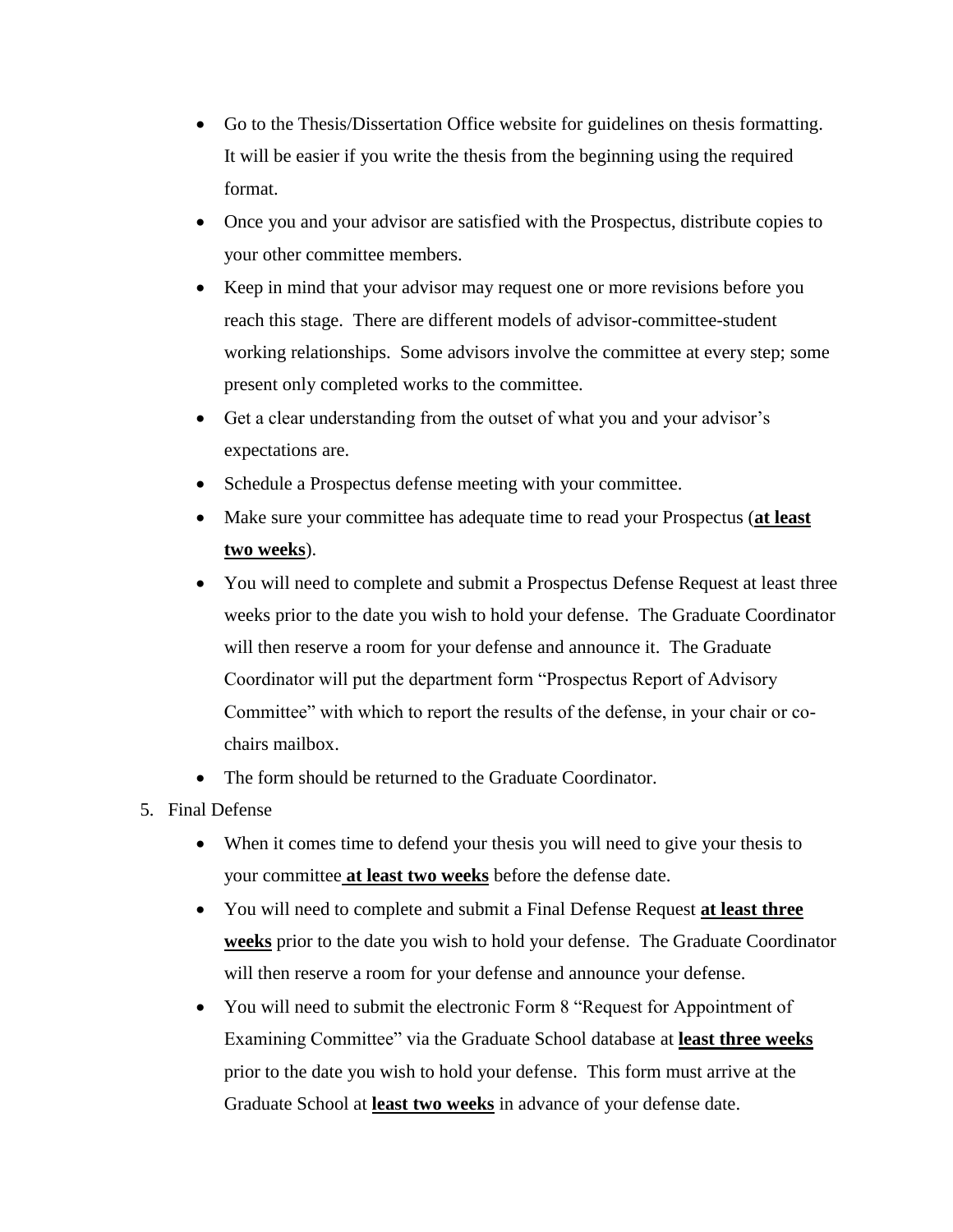- Go to the Thesis/Dissertation Office website for guidelines on thesis formatting. It will be easier if you write the thesis from the beginning using the required format.
- Once you and your advisor are satisfied with the Prospectus, distribute copies to your other committee members.
- Keep in mind that your advisor may request one or more revisions before you reach this stage. There are different models of advisor-committee-student working relationships. Some advisors involve the committee at every step; some present only completed works to the committee.
- Get a clear understanding from the outset of what you and your advisor's expectations are.
- Schedule a Prospectus defense meeting with your committee.
- Make sure your committee has adequate time to read your Prospectus (**at least two weeks**).
- You will need to complete and submit a Prospectus Defense Request at least three weeks prior to the date you wish to hold your defense. The Graduate Coordinator will then reserve a room for your defense and announce it. The Graduate Coordinator will put the department form "Prospectus Report of Advisory Committee" with which to report the results of the defense, in your chair or co-chairs mailbox.
- The form should be returned to the Graduate Coordinator.

5. Final Defense
   - When it comes time to defend your thesis you will need to give your thesis to your committee **at least two weeks** before the defense date.
   - You will need to complete and submit a Final Defense Request **at least three weeks** prior to the date you wish to hold your defense. The Graduate Coordinator will then reserve a room for your defense and announce your defense.
   - You will need to submit the electronic Form 8 "Request for Appointment of Examining Committee" via the Graduate School database at **least three weeks** prior to the date you wish to hold your defense. This form must arrive at the Graduate School at **least two weeks** in advance of your defense date.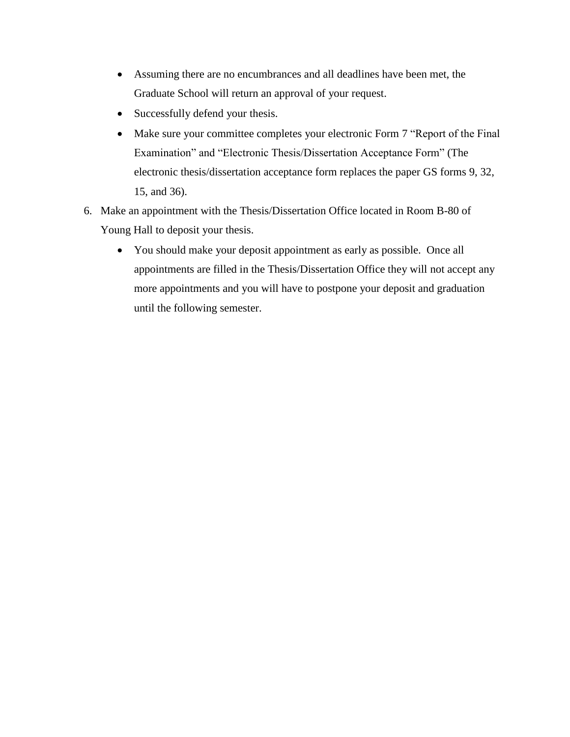- Assuming there are no encumbrances and all deadlines have been met, the Graduate School will return an approval of your request.
- Successfully defend your thesis.
- Make sure your committee completes your electronic Form 7 "Report of the Final Examination" and "Electronic Thesis/Dissertation Acceptance Form" (The electronic thesis/dissertation acceptance form replaces the paper GS forms 9, 32, 15, and 36).

6. Make an appointment with the Thesis/Dissertation Office located in Room B-80 of Young Hall to deposit your thesis.
    - You should make your deposit appointment as early as possible. Once all appointments are filled in the Thesis/Dissertation Office they will not accept any more appointments and you will have to postpone your deposit and graduation until the following semester.